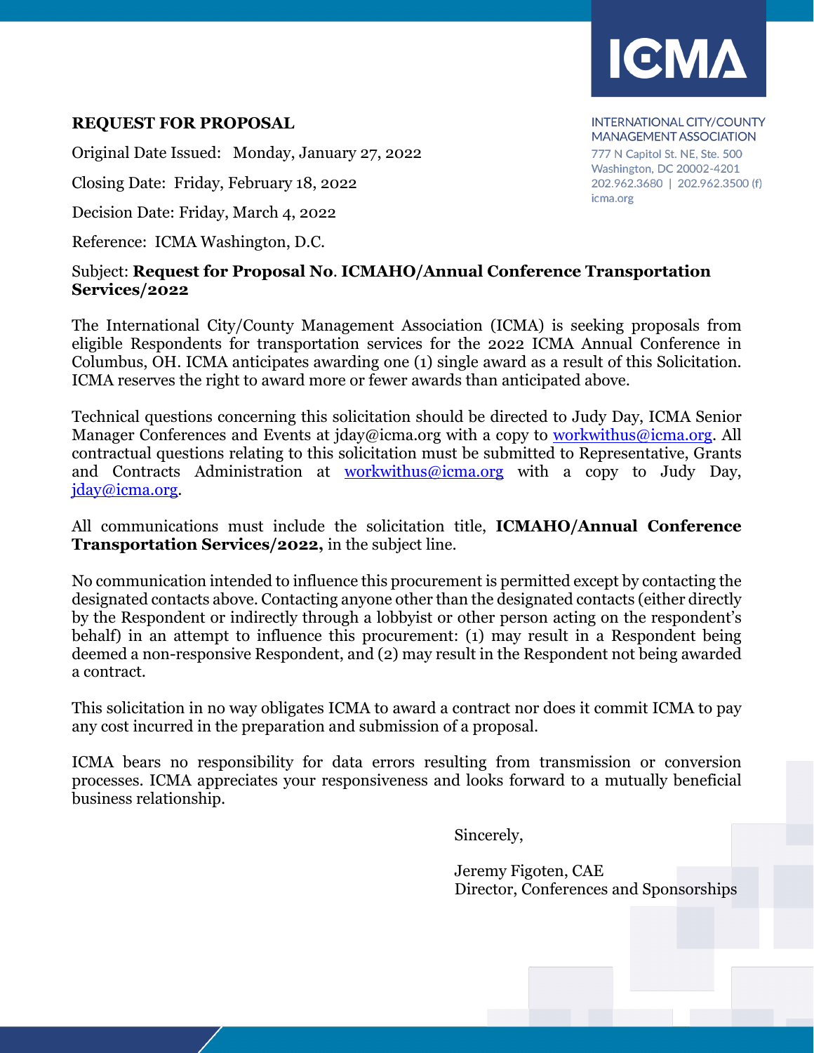ICMA

INTERNATIONAL CITY/COUNTY MANAGEMENT ASSOCIATION
777 N Capitol St. NE, Ste. 500
Washington, DC 20002-4201
202.962.3680 | 202.962.3500 (f)
icma.org

**REQUEST FOR PROPOSAL**

Original Date Issued: Monday, January 27, 2022

Closing Date: Friday, February 18, 2022

Decision Date: Friday, March 4, 2022

Reference: ICMA Washington, D.C.

Subject: **Request for Proposal No**. **ICMAHO/Annual Conference Transportation Services/2022**

The International City/County Management Association (ICMA) is seeking proposals from eligible Respondents for transportation services for the 2022 ICMA Annual Conference in Columbus, OH. ICMA anticipates awarding one (1) single award as a result of this Solicitation. ICMA reserves the right to award more or fewer awards than anticipated above.

Technical questions concerning this solicitation should be directed to Judy Day, ICMA Senior Manager Conferences and Events at jday@icma.org with a copy to workwithus@icma.org. All contractual questions relating to this solicitation must be submitted to Representative, Grants and Contracts Administration at workwithus@icma.org with a copy to Judy Day, jday@icma.org.

All communications must include the solicitation title, **ICMAHO/Annual Conference Transportation Services/2022,** in the subject line.

No communication intended to influence this procurement is permitted except by contacting the designated contacts above. Contacting anyone other than the designated contacts (either directly by the Respondent or indirectly through a lobbyist or other person acting on the respondent's behalf) in an attempt to influence this procurement: (1) may result in a Respondent being deemed a non-responsive Respondent, and (2) may result in the Respondent not being awarded a contract.

This solicitation in no way obligates ICMA to award a contract nor does it commit ICMA to pay any cost incurred in the preparation and submission of a proposal.

ICMA bears no responsibility for data errors resulting from transmission or conversion processes. ICMA appreciates your responsiveness and looks forward to a mutually beneficial business relationship.

Sincerely,

Jeremy Figoten, CAE
Director, Conferences and Sponsorships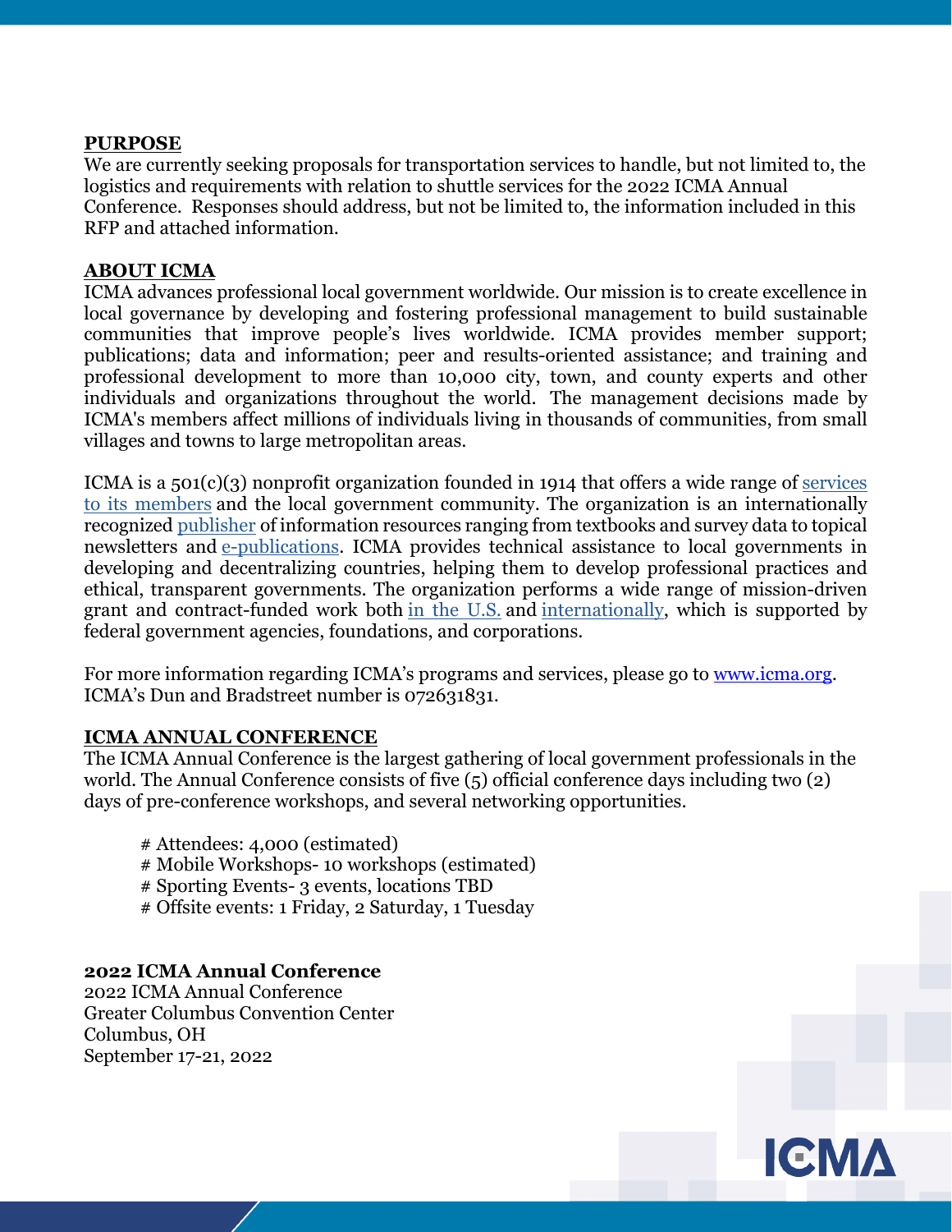## PURPOSE

We are currently seeking proposals for transportation services to handle, but not limited to, the logistics and requirements with relation to shuttle services for the 2022 ICMA Annual Conference. Responses should address, but not be limited to, the information included in this RFP and attached information.

## ABOUT ICMA

ICMA advances professional local government worldwide. Our mission is to create excellence in local governance by developing and fostering professional management to build sustainable communities that improve people's lives worldwide. ICMA provides member support; publications; data and information; peer and results-oriented assistance; and training and professional development to more than 10,000 city, town, and county experts and other individuals and organizations throughout the world. The management decisions made by ICMA's members affect millions of individuals living in thousands of communities, from small villages and towns to large metropolitan areas.

ICMA is a 501(c)(3) nonprofit organization founded in 1914 that offers a wide range of services to its members and the local government community. The organization is an internationally recognized publisher of information resources ranging from textbooks and survey data to topical newsletters and e-publications. ICMA provides technical assistance to local governments in developing and decentralizing countries, helping them to develop professional practices and ethical, transparent governments. The organization performs a wide range of mission-driven grant and contract-funded work both in the U.S. and internationally, which is supported by federal government agencies, foundations, and corporations.

For more information regarding ICMA's programs and services, please go to www.icma.org. ICMA's Dun and Bradstreet number is 072631831.

## ICMA ANNUAL CONFERENCE

The ICMA Annual Conference is the largest gathering of local government professionals in the world. The Annual Conference consists of five (5) official conference days including two (2) days of pre-conference workshops, and several networking opportunities.

- # Attendees: 4,000 (estimated)
- # Mobile Workshops- 10 workshops (estimated)
- # Sporting Events- 3 events, locations TBD
- # Offsite events: 1 Friday, 2 Saturday, 1 Tuesday

**2022 ICMA Annual Conference**

2022 ICMA Annual Conference
Greater Columbus Convention Center
Columbus, OH
September 17-21, 2022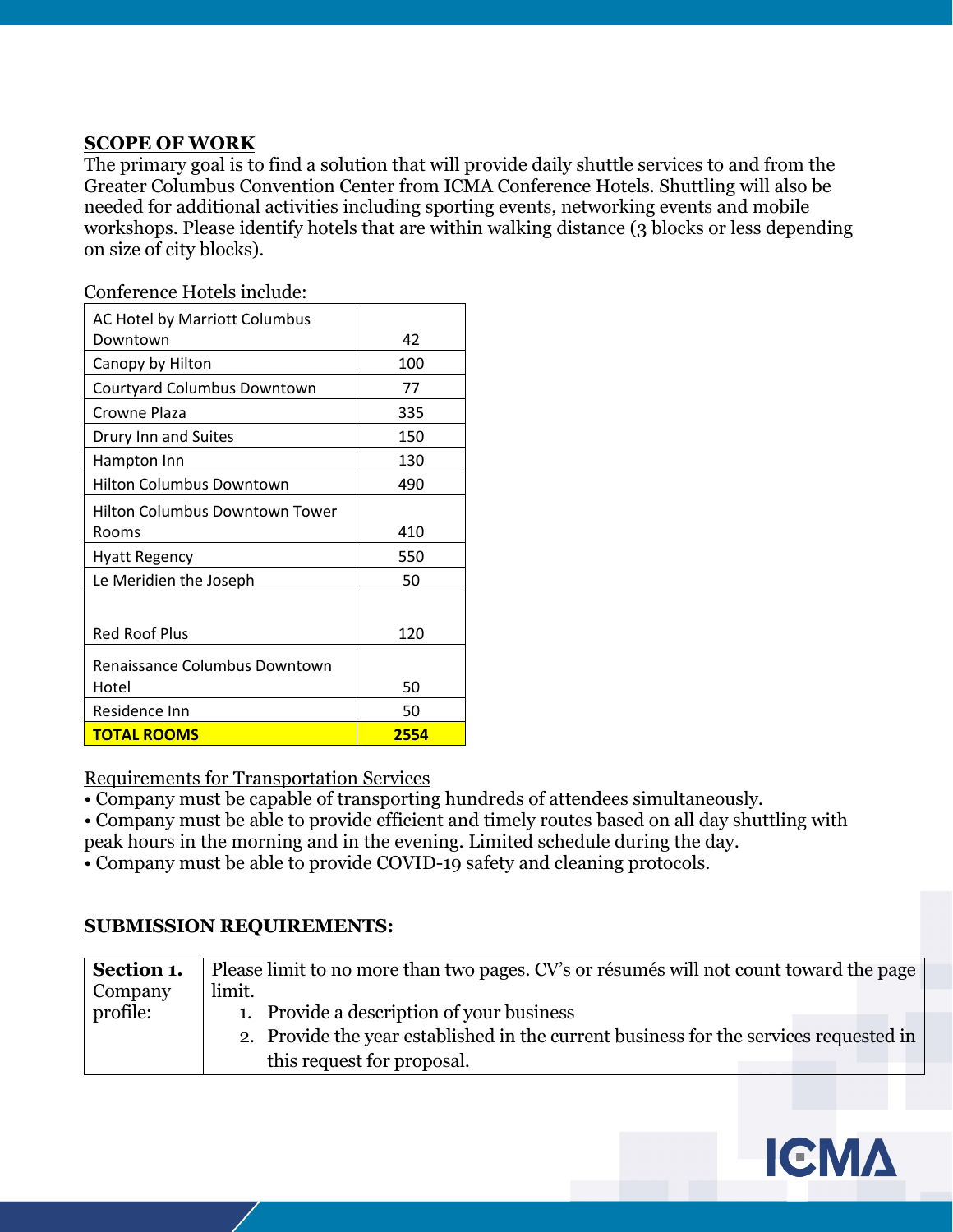## SCOPE OF WORK

The primary goal is to find a solution that will provide daily shuttle services to and from the Greater Columbus Convention Center from ICMA Conference Hotels. Shuttling will also be needed for additional activities including sporting events, networking events and mobile workshops. Please identify hotels that are within walking distance (3 blocks or less depending on size of city blocks).

Conference Hotels include:

| Hotel | Rooms |
|---|---|
| AC Hotel by Marriott Columbus Downtown | 42 |
| Canopy by Hilton | 100 |
| Courtyard Columbus Downtown | 77 |
| Crowne Plaza | 335 |
| Drury Inn and Suites | 150 |
| Hampton Inn | 130 |
| Hilton Columbus Downtown | 490 |
| Hilton Columbus Downtown Tower Rooms | 410 |
| Hyatt Regency | 550 |
| Le Meridien the Joseph | 50 |
| Red Roof Plus | 120 |
| Renaissance Columbus Downtown Hotel | 50 |
| Residence Inn | 50 |
| **TOTAL ROOMS** | **2554** |

Requirements for Transportation Services

- Company must be capable of transporting hundreds of attendees simultaneously.
- Company must be able to provide efficient and timely routes based on all day shuttling with peak hours in the morning and in the evening. Limited schedule during the day.
- Company must be able to provide COVID-19 safety and cleaning protocols.

## SUBMISSION REQUIREMENTS:

| Section | Requirements |
|---|---|
| **Section 1.** Company profile: | Please limit to no more than two pages. CV's or résumés will not count toward the page limit. 1. Provide a description of your business 2. Provide the year established in the current business for the services requested in this request for proposal. |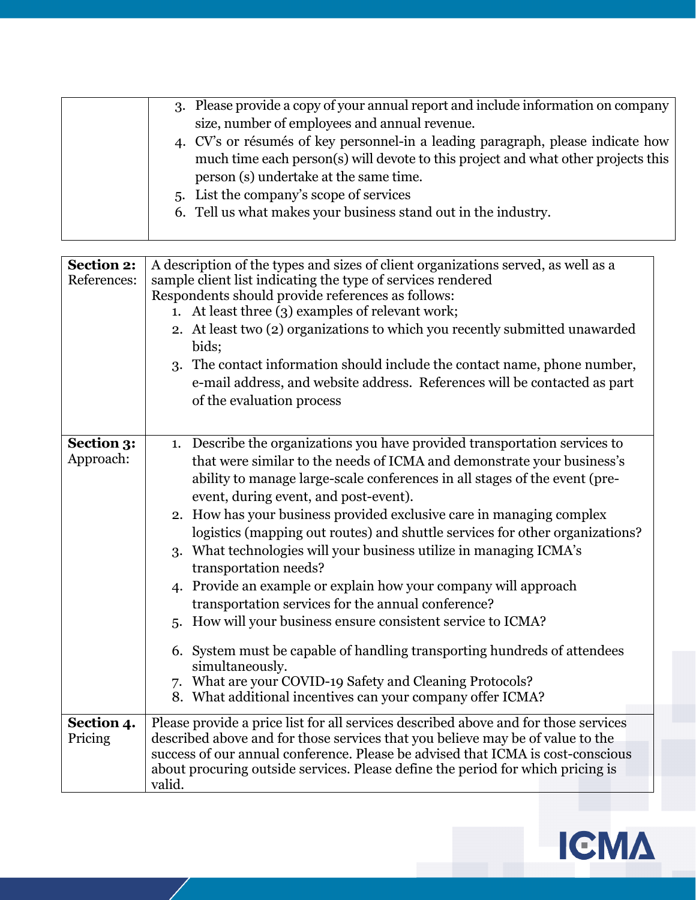| | |
|---|---|
| | 3. Please provide a copy of your annual report and include information on company size, number of employees and annual revenue.<br>4. CV's or résumés of key personnel-in a leading paragraph, please indicate how much time each person(s) will devote to this project and what other projects this person (s) undertake at the same time.<br>5. List the company's scope of services<br>6. Tell us what makes your business stand out in the industry. |

| | |
|---|---|
| **Section 2:** References: | A description of the types and sizes of client organizations served, as well as a sample client list indicating the type of services rendered<br>Respondents should provide references as follows:<br>1. At least three (3) examples of relevant work;<br>2. At least two (2) organizations to which you recently submitted unawarded bids;<br>3. The contact information should include the contact name, phone number, e-mail address, and website address. References will be contacted as part of the evaluation process |
| **Section 3:** Approach: | 1. Describe the organizations you have provided transportation services to that were similar to the needs of ICMA and demonstrate your business's ability to manage large-scale conferences in all stages of the event (pre-event, during event, and post-event).<br>2. How has your business provided exclusive care in managing complex logistics (mapping out routes) and shuttle services for other organizations?<br>3. What technologies will your business utilize in managing ICMA's transportation needs?<br>4. Provide an example or explain how your company will approach transportation services for the annual conference?<br>5. How will your business ensure consistent service to ICMA?<br>6. System must be capable of handling transporting hundreds of attendees simultaneously.<br>7. What are your COVID-19 Safety and Cleaning Protocols?<br>8. What additional incentives can your company offer ICMA? |
| **Section 4.** Pricing | Please provide a price list for all services described above and for those services described above and for those services that you believe may be of value to the success of our annual conference. Please be advised that ICMA is cost-conscious about procuring outside services. Please define the period for which pricing is valid. |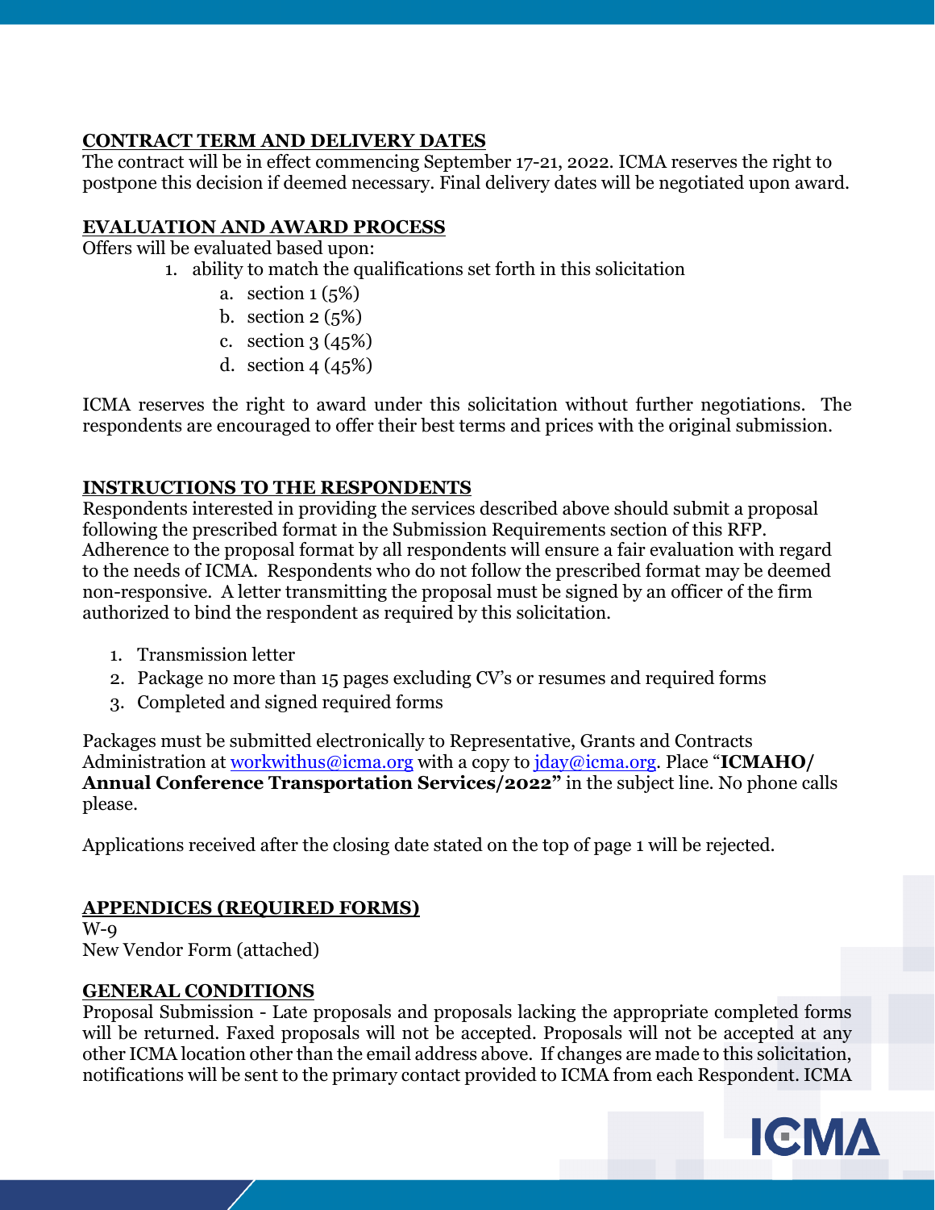## CONTRACT TERM AND DELIVERY DATES

The contract will be in effect commencing September 17-21, 2022. ICMA reserves the right to postpone this decision if deemed necessary. Final delivery dates will be negotiated upon award.

## EVALUATION AND AWARD PROCESS

Offers will be evaluated based upon:

1. ability to match the qualifications set forth in this solicitation
   a. section 1 (5%)
   b. section 2 (5%)
   c. section 3 (45%)
   d. section 4 (45%)

ICMA reserves the right to award under this solicitation without further negotiations. The respondents are encouraged to offer their best terms and prices with the original submission.

## INSTRUCTIONS TO THE RESPONDENTS

Respondents interested in providing the services described above should submit a proposal following the prescribed format in the Submission Requirements section of this RFP. Adherence to the proposal format by all respondents will ensure a fair evaluation with regard to the needs of ICMA. Respondents who do not follow the prescribed format may be deemed non-responsive. A letter transmitting the proposal must be signed by an officer of the firm authorized to bind the respondent as required by this solicitation.

1. Transmission letter
2. Package no more than 15 pages excluding CV's or resumes and required forms
3. Completed and signed required forms

Packages must be submitted electronically to Representative, Grants and Contracts Administration at workwithus@icma.org with a copy to jday@icma.org. Place "**ICMAHO/ Annual Conference Transportation Services/2022"** in the subject line. No phone calls please.

Applications received after the closing date stated on the top of page 1 will be rejected.

## APPENDICES (REQUIRED FORMS)

W-9
New Vendor Form (attached)

## GENERAL CONDITIONS

Proposal Submission - Late proposals and proposals lacking the appropriate completed forms will be returned. Faxed proposals will not be accepted. Proposals will not be accepted at any other ICMA location other than the email address above. If changes are made to this solicitation, notifications will be sent to the primary contact provided to ICMA from each Respondent. ICMA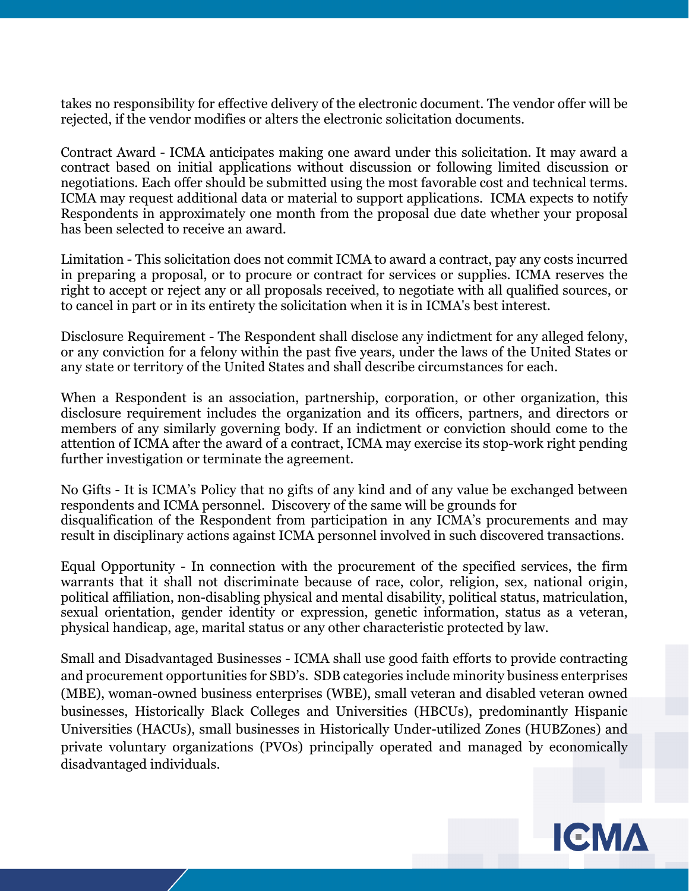takes no responsibility for effective delivery of the electronic document. The vendor offer will be rejected, if the vendor modifies or alters the electronic solicitation documents.

Contract Award - ICMA anticipates making one award under this solicitation. It may award a contract based on initial applications without discussion or following limited discussion or negotiations. Each offer should be submitted using the most favorable cost and technical terms. ICMA may request additional data or material to support applications. ICMA expects to notify Respondents in approximately one month from the proposal due date whether your proposal has been selected to receive an award.

Limitation - This solicitation does not commit ICMA to award a contract, pay any costs incurred in preparing a proposal, or to procure or contract for services or supplies. ICMA reserves the right to accept or reject any or all proposals received, to negotiate with all qualified sources, or to cancel in part or in its entirety the solicitation when it is in ICMA's best interest.

Disclosure Requirement - The Respondent shall disclose any indictment for any alleged felony, or any conviction for a felony within the past five years, under the laws of the United States or any state or territory of the United States and shall describe circumstances for each.

When a Respondent is an association, partnership, corporation, or other organization, this disclosure requirement includes the organization and its officers, partners, and directors or members of any similarly governing body. If an indictment or conviction should come to the attention of ICMA after the award of a contract, ICMA may exercise its stop-work right pending further investigation or terminate the agreement.

No Gifts - It is ICMA's Policy that no gifts of any kind and of any value be exchanged between respondents and ICMA personnel. Discovery of the same will be grounds for disqualification of the Respondent from participation in any ICMA's procurements and may result in disciplinary actions against ICMA personnel involved in such discovered transactions.

Equal Opportunity - In connection with the procurement of the specified services, the firm warrants that it shall not discriminate because of race, color, religion, sex, national origin, political affiliation, non-disabling physical and mental disability, political status, matriculation, sexual orientation, gender identity or expression, genetic information, status as a veteran, physical handicap, age, marital status or any other characteristic protected by law.

Small and Disadvantaged Businesses - ICMA shall use good faith efforts to provide contracting and procurement opportunities for SBD's. SDB categories include minority business enterprises (MBE), woman-owned business enterprises (WBE), small veteran and disabled veteran owned businesses, Historically Black Colleges and Universities (HBCUs), predominantly Hispanic Universities (HACUs), small businesses in Historically Under-utilized Zones (HUBZones) and private voluntary organizations (PVOs) principally operated and managed by economically disadvantaged individuals.